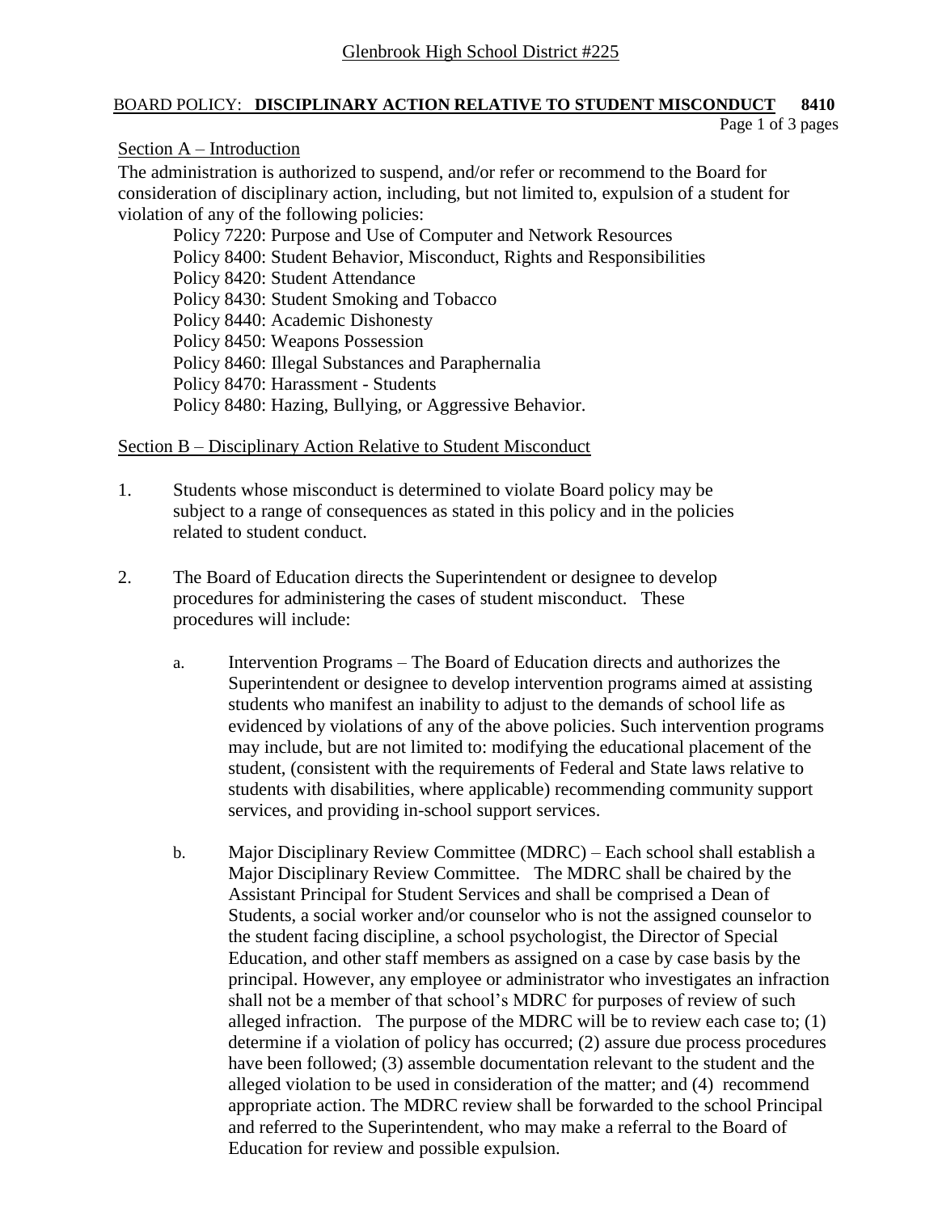Glenbrook High School District #225

# BOARD POLICY: **DISCIPLINARY ACTION RELATIVE TO STUDENT MISCONDUCT 8410**

## Section A – Introduction

The administration is authorized to suspend, and/or refer or recommend to the Board for consideration of disciplinary action, including, but not limited to, expulsion of a student for violation of any of the following policies:

Policy 7220: Purpose and Use of Computer and Network Resources
Policy 8400: Student Behavior, Misconduct, Rights and Responsibilities
Policy 8420: Student Attendance
Policy 8430: Student Smoking and Tobacco
Policy 8440: Academic Dishonesty
Policy 8450: Weapons Possession
Policy 8460: Illegal Substances and Paraphernalia
Policy 8470: Harassment - Students
Policy 8480: Hazing, Bullying, or Aggressive Behavior.

## Section B – Disciplinary Action Relative to Student Misconduct

1. Students whose misconduct is determined to violate Board policy may be subject to a range of consequences as stated in this policy and in the policies related to student conduct.

2. The Board of Education directs the Superintendent or designee to develop procedures for administering the cases of student misconduct. These procedures will include:

   a. Intervention Programs – The Board of Education directs and authorizes the Superintendent or designee to develop intervention programs aimed at assisting students who manifest an inability to adjust to the demands of school life as evidenced by violations of any of the above policies. Such intervention programs may include, but are not limited to: modifying the educational placement of the student, (consistent with the requirements of Federal and State laws relative to students with disabilities, where applicable) recommending community support services, and providing in-school support services.

   b. Major Disciplinary Review Committee (MDRC) – Each school shall establish a Major Disciplinary Review Committee. The MDRC shall be chaired by the Assistant Principal for Student Services and shall be comprised a Dean of Students, a social worker and/or counselor who is not the assigned counselor to the student facing discipline, a school psychologist, the Director of Special Education, and other staff members as assigned on a case by case basis by the principal. However, any employee or administrator who investigates an infraction shall not be a member of that school's MDRC for purposes of review of such alleged infraction. The purpose of the MDRC will be to review each case to; (1) determine if a violation of policy has occurred; (2) assure due process procedures have been followed; (3) assemble documentation relevant to the student and the alleged violation to be used in consideration of the matter; and (4) recommend appropriate action. The MDRC review shall be forwarded to the school Principal and referred to the Superintendent, who may make a referral to the Board of Education for review and possible expulsion.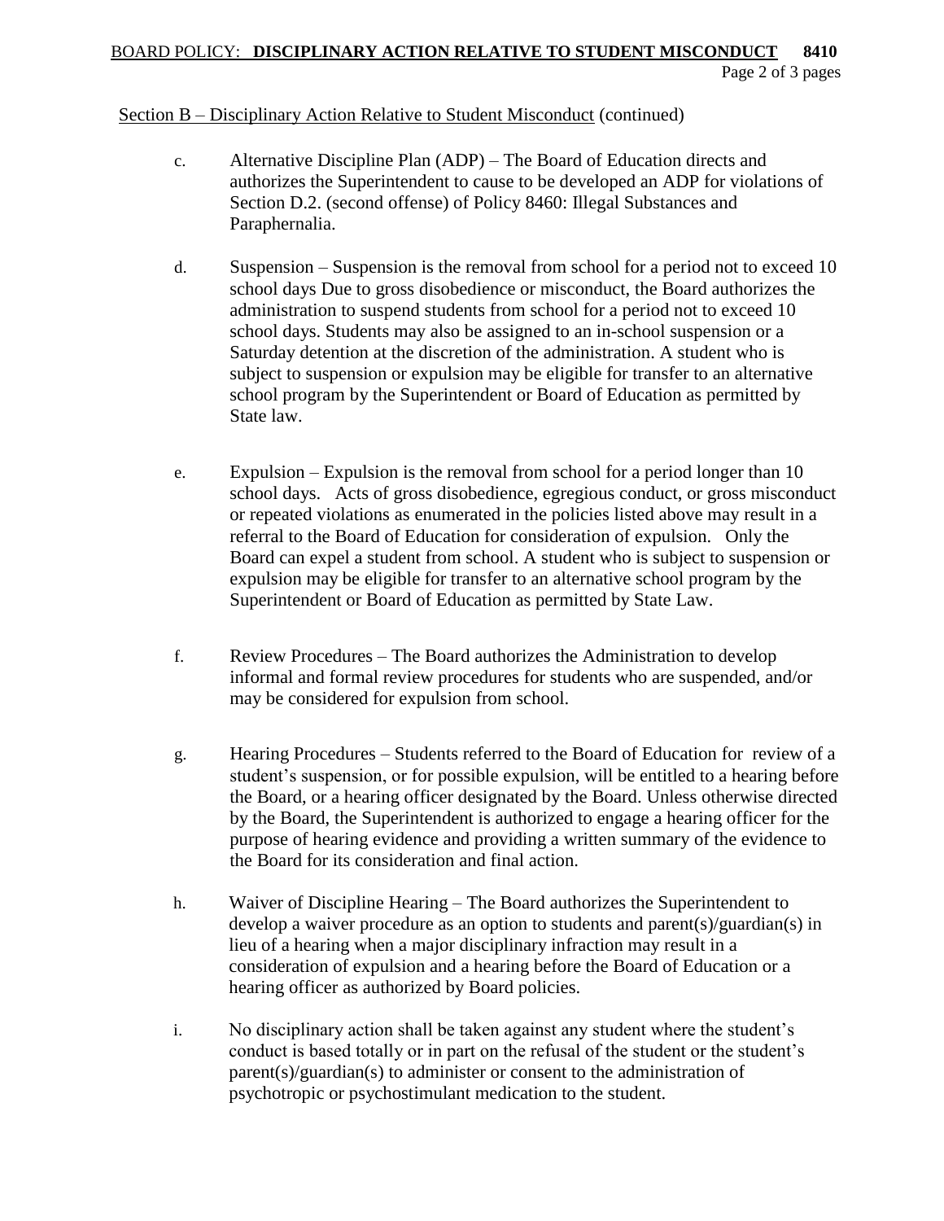Section B – Disciplinary Action Relative to Student Misconduct (continued)

c. Alternative Discipline Plan (ADP) – The Board of Education directs and authorizes the Superintendent to cause to be developed an ADP for violations of Section D.2. (second offense) of Policy 8460: Illegal Substances and Paraphernalia.

d. Suspension – Suspension is the removal from school for a period not to exceed 10 school days Due to gross disobedience or misconduct, the Board authorizes the administration to suspend students from school for a period not to exceed 10 school days. Students may also be assigned to an in-school suspension or a Saturday detention at the discretion of the administration. A student who is subject to suspension or expulsion may be eligible for transfer to an alternative school program by the Superintendent or Board of Education as permitted by State law.

e. Expulsion – Expulsion is the removal from school for a period longer than 10 school days. Acts of gross disobedience, egregious conduct, or gross misconduct or repeated violations as enumerated in the policies listed above may result in a referral to the Board of Education for consideration of expulsion. Only the Board can expel a student from school. A student who is subject to suspension or expulsion may be eligible for transfer to an alternative school program by the Superintendent or Board of Education as permitted by State Law.

f. Review Procedures – The Board authorizes the Administration to develop informal and formal review procedures for students who are suspended, and/or may be considered for expulsion from school.

g. Hearing Procedures – Students referred to the Board of Education for review of a student's suspension, or for possible expulsion, will be entitled to a hearing before the Board, or a hearing officer designated by the Board. Unless otherwise directed by the Board, the Superintendent is authorized to engage a hearing officer for the purpose of hearing evidence and providing a written summary of the evidence to the Board for its consideration and final action.

h. Waiver of Discipline Hearing – The Board authorizes the Superintendent to develop a waiver procedure as an option to students and parent(s)/guardian(s) in lieu of a hearing when a major disciplinary infraction may result in a consideration of expulsion and a hearing before the Board of Education or a hearing officer as authorized by Board policies.

i. No disciplinary action shall be taken against any student where the student's conduct is based totally or in part on the refusal of the student or the student's parent(s)/guardian(s) to administer or consent to the administration of psychotropic or psychostimulant medication to the student.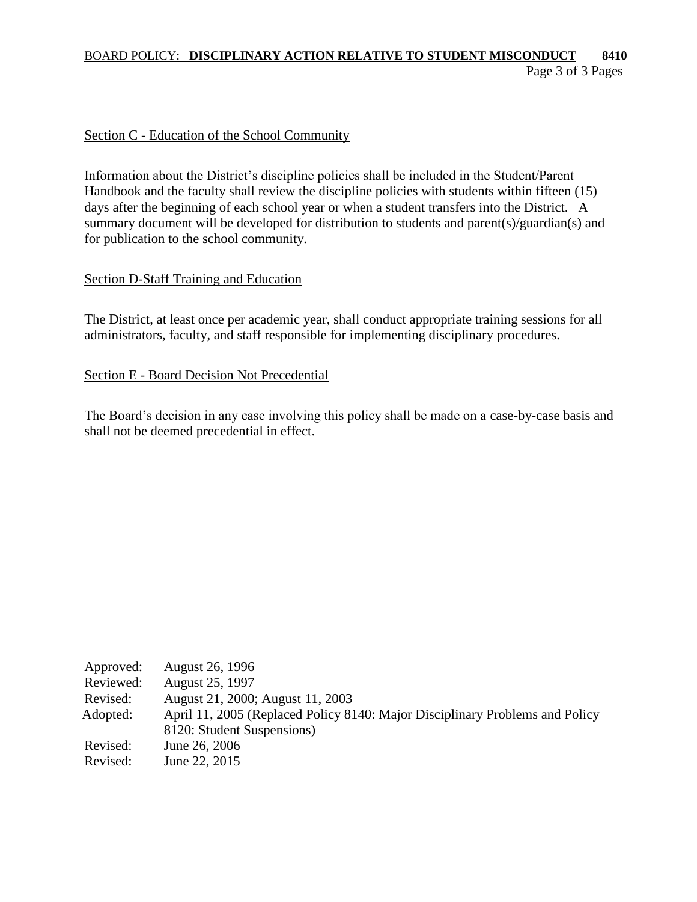## Section C - Education of the School Community

Information about the District's discipline policies shall be included in the Student/Parent Handbook and the faculty shall review the discipline policies with students within fifteen (15) days after the beginning of each school year or when a student transfers into the District. A summary document will be developed for distribution to students and parent(s)/guardian(s) and for publication to the school community.

## Section D-Staff Training and Education

The District, at least once per academic year, shall conduct appropriate training sessions for all administrators, faculty, and staff responsible for implementing disciplinary procedures.

## Section E - Board Decision Not Precedential

The Board's decision in any case involving this policy shall be made on a case-by-case basis and shall not be deemed precedential in effect.

| | |
|---|---|
| Approved: | August 26, 1996 |
| Reviewed: | August 25, 1997 |
| Revised: | August 21, 2000; August 11, 2003 |
| Adopted: | April 11, 2005 (Replaced Policy 8140: Major Disciplinary Problems and Policy 8120: Student Suspensions) |
| Revised: | June 26, 2006 |
| Revised: | June 22, 2015 |